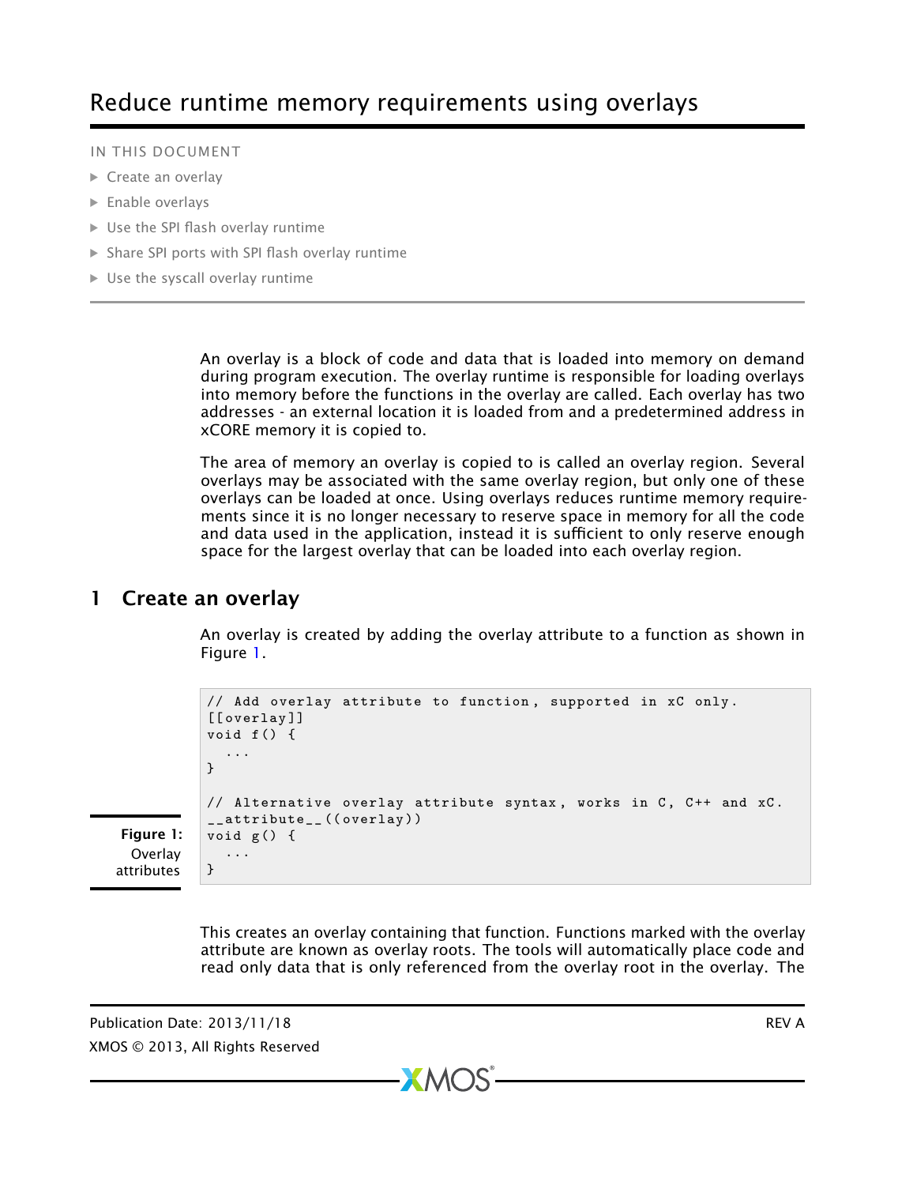# Reduce runtime memory requirements using overlays

IN THIS DOCUMENT

- Create an overlay
- Enable overlays
- Use the SPI flash overlay runtime
- Share SPI ports with SPI flash overlay runtime
- Use the syscall overlay runtime

An overlay is a block of code and data that is loaded into memory on demand during program execution. The overlay runtime is responsible for loading overlays into memory before the functions in the overlay are called. Each overlay has two addresses - an external location it is loaded from and a predetermined address in xCORE memory it is copied to.

The area of memory an overlay is copied to is called an overlay region. Several overlays may be associated with the same overlay region, but only one of these overlays can be loaded at once. Using overlays reduces runtime memory requirements since it is no longer necessary to reserve space in memory for all the code and data used in the application, instead it is sufficient to only reserve enough space for the largest overlay that can be loaded into each overlay region.

## 1 Create an overlay

An overlay is created by adding the overlay attribute to a function as shown in Figure 1.

```
// Add overlay attribute to function, supported in xC only.
[[overlay]]
void f() {
  ...
}

// Alternative overlay attribute syntax, works in C, C++ and xC.
__attribute__((overlay))
void g() {
  ...
}
```

**Figure 1:** Overlay attributes

This creates an overlay containing that function. Functions marked with the overlay attribute are known as overlay roots. The tools will automatically place code and read only data that is only referenced from the overlay root in the overlay. The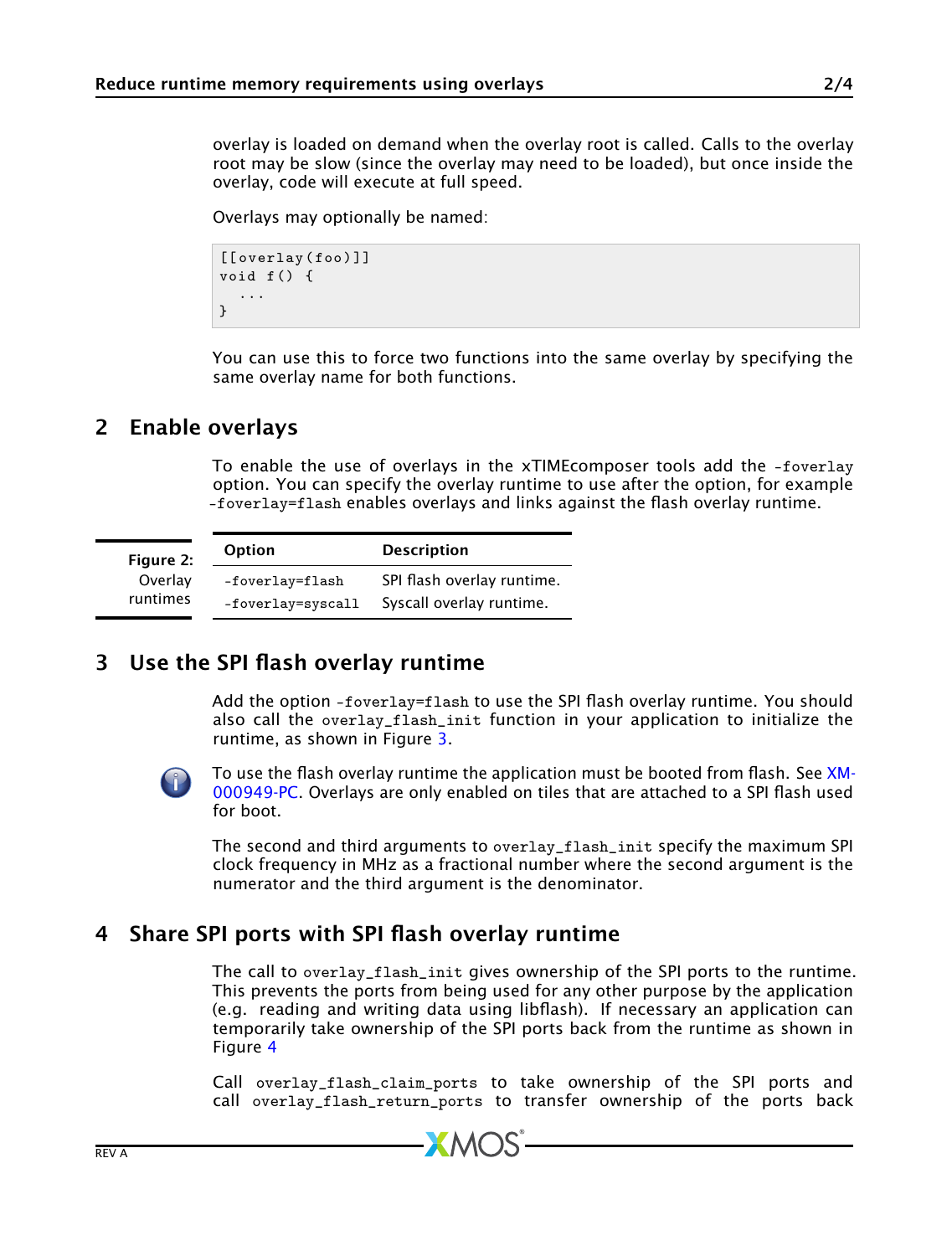overlay is loaded on demand when the overlay root is called. Calls to the overlay root may be slow (since the overlay may need to be loaded), but once inside the overlay, code will execute at full speed.

Overlays may optionally be named:

```
[[overlay(foo)]]
void f() {
  ...
}
```

You can use this to force two functions into the same overlay by specifying the same overlay name for both functions.

## 2 Enable overlays

To enable the use of overlays in the xTIMEcomposer tools add the `-foverlay` option. You can specify the overlay runtime to use after the option, for example `-foverlay=flash` enables overlays and links against the flash overlay runtime.

**Figure 2:** Overlay runtimes

| Option | Description |
|---|---|
| `-foverlay=flash` | SPI flash overlay runtime. |
| `-foverlay=syscall` | Syscall overlay runtime. |

## 3 Use the SPI flash overlay runtime

Add the option `-foverlay=flash` to use the SPI flash overlay runtime. You should also call the `overlay_flash_init` function in your application to initialize the runtime, as shown in Figure 3.

To use the flash overlay runtime the application must be booted from flash. See XM-000949-PC. Overlays are only enabled on tiles that are attached to a SPI flash used for boot.

The second and third arguments to `overlay_flash_init` specify the maximum SPI clock frequency in MHz as a fractional number where the second argument is the numerator and the third argument is the denominator.

## 4 Share SPI ports with SPI flash overlay runtime

The call to `overlay_flash_init` gives ownership of the SPI ports to the runtime. This prevents the ports from being used for any other purpose by the application (e.g. reading and writing data using libflash). If necessary an application can temporarily take ownership of the SPI ports back from the runtime as shown in Figure 4

Call `overlay_flash_claim_ports` to take ownership of the SPI ports and call `overlay_flash_return_ports` to transfer ownership of the ports back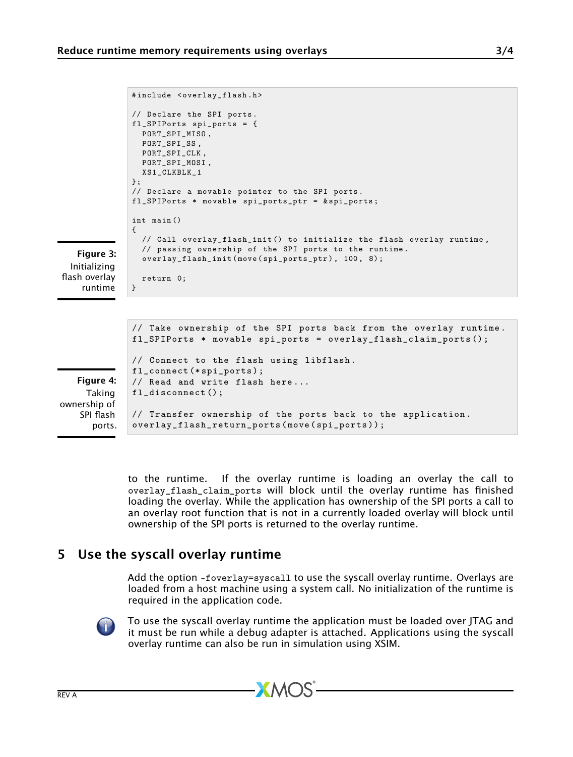```
#include <overlay_flash.h>

// Declare the SPI ports.
fl_SPIPorts spi_ports = {
  PORT_SPI_MISO,
  PORT_SPI_SS,
  PORT_SPI_CLK,
  PORT_SPI_MOSI,
  XS1_CLKBLK_1
};
// Declare a movable pointer to the SPI ports.
fl_SPIPorts * movable spi_ports_ptr = &spi_ports;

int main()
{
  // Call overlay_flash_init() to initialize the flash overlay runtime,
  // passing ownership of the SPI ports to the runtime.
  overlay_flash_init(move(spi_ports_ptr), 100, 8);

  return 0;
}
```

**Figure 3:** Initializing flash overlay runtime

```
// Take ownership of the SPI ports back from the overlay runtime.
fl_SPIPorts * movable spi_ports = overlay_flash_claim_ports();

// Connect to the flash using libflash.
fl_connect(*spi_ports);
// Read and write flash here...
fl_disconnect();

// Transfer ownership of the ports back to the application.
overlay_flash_return_ports(move(spi_ports));
```

**Figure 4:** Taking ownership of SPI flash ports.

to the runtime. If the overlay runtime is loading an overlay the call to `overlay_flash_claim_ports` will block until the overlay runtime has finished loading the overlay. While the application has ownership of the SPI ports a call to an overlay root function that is not in a currently loaded overlay will block until ownership of the SPI ports is returned to the overlay runtime.

## 5 Use the syscall overlay runtime

Add the option `-foverlay=syscall` to use the syscall overlay runtime. Overlays are loaded from a host machine using a system call. No initialization of the runtime is required in the application code.

To use the syscall overlay runtime the application must be loaded over JTAG and it must be run while a debug adapter is attached. Applications using the syscall overlay runtime can also be run in simulation using XSIM.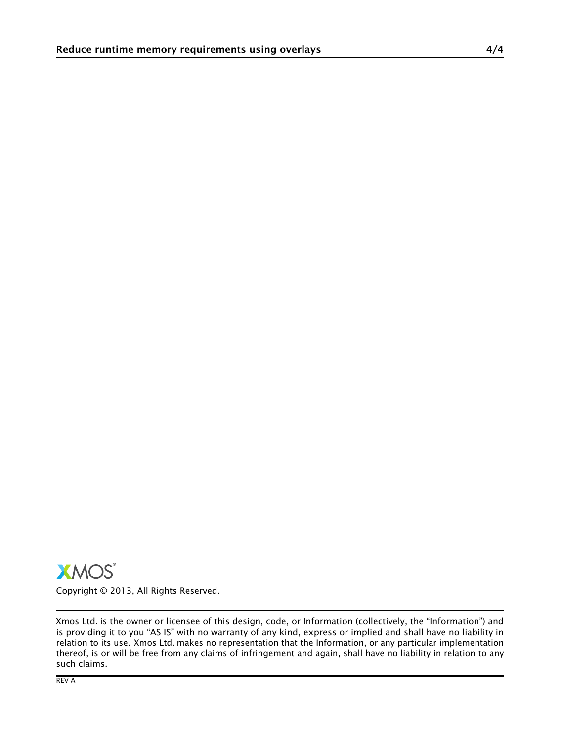XMOS

Copyright © 2013, All Rights Reserved.

---

Xmos Ltd. is the owner or licensee of this design, code, or Information (collectively, the "Information") and is providing it to you "AS IS" with no warranty of any kind, express or implied and shall have no liability in relation to its use. Xmos Ltd. makes no representation that the Information, or any particular implementation thereof, is or will be free from any claims of infringement and again, shall have no liability in relation to any such claims.

---

REV A